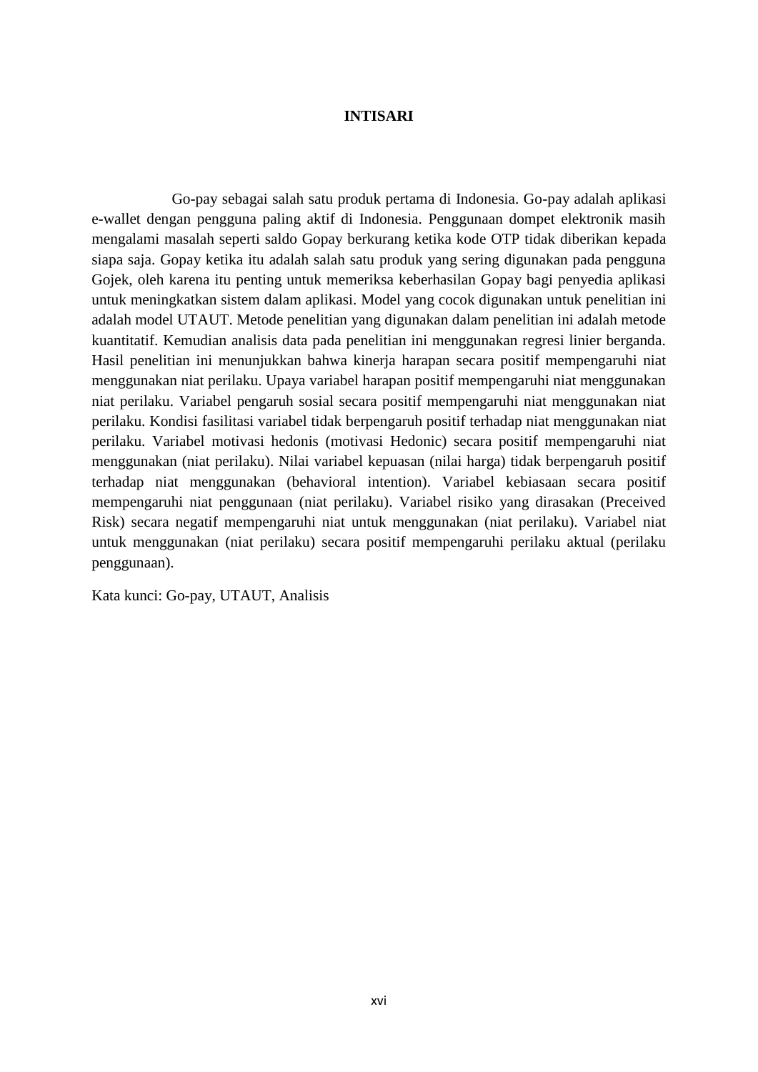# INTISARI

Go-pay sebagai salah satu produk pertama di Indonesia. Go-pay adalah aplikasi e-wallet dengan pengguna paling aktif di Indonesia. Penggunaan dompet elektronik masih mengalami masalah seperti saldo Gopay berkurang ketika kode OTP tidak diberikan kepada siapa saja. Gopay ketika itu adalah salah satu produk yang sering digunakan pada pengguna Gojek, oleh karena itu penting untuk memeriksa keberhasilan Gopay bagi penyedia aplikasi untuk meningkatkan sistem dalam aplikasi. Model yang cocok digunakan untuk penelitian ini adalah model UTAUT. Metode penelitian yang digunakan dalam penelitian ini adalah metode kuantitatif. Kemudian analisis data pada penelitian ini menggunakan regresi linier berganda. Hasil penelitian ini menunjukkan bahwa kinerja harapan secara positif mempengaruhi niat menggunakan niat perilaku. Upaya variabel harapan positif mempengaruhi niat menggunakan niat perilaku. Variabel pengaruh sosial secara positif mempengaruhi niat menggunakan niat perilaku. Kondisi fasilitasi variabel tidak berpengaruh positif terhadap niat menggunakan niat perilaku. Variabel motivasi hedonis (motivasi Hedonic) secara positif mempengaruhi niat menggunakan (niat perilaku). Nilai variabel kepuasan (nilai harga) tidak berpengaruh positif terhadap niat menggunakan (behavioral intention). Variabel kebiasaan secara positif mempengaruhi niat penggunaan (niat perilaku). Variabel risiko yang dirasakan (Preceived Risk) secara negatif mempengaruhi niat untuk menggunakan (niat perilaku). Variabel niat untuk menggunakan (niat perilaku) secara positif mempengaruhi perilaku aktual (perilaku penggunaan).

Kata kunci: Go-pay, UTAUT, Analisis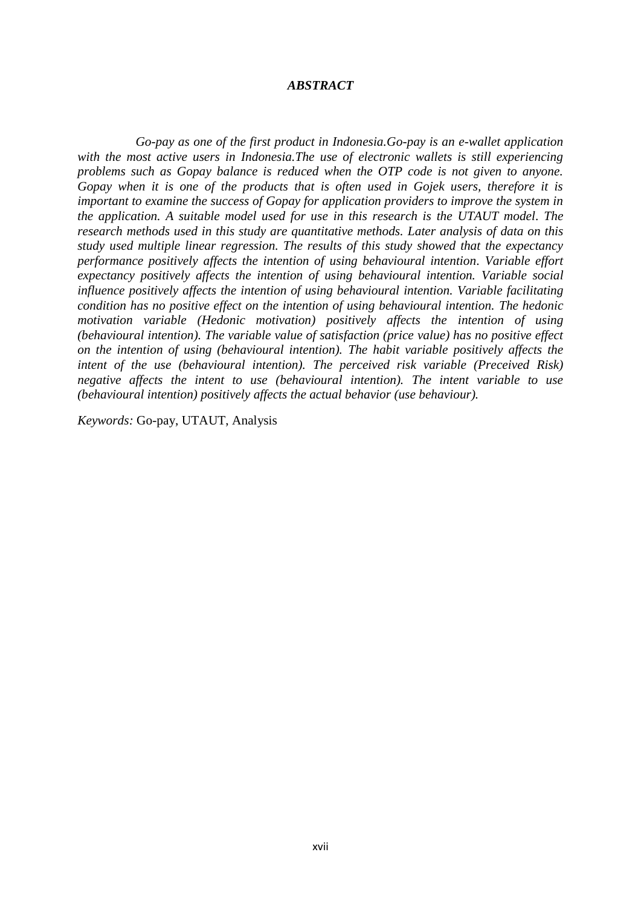### *ABSTRACT*

*Go-pay as one of the first product in Indonesia.Go-pay is an e-wallet application with the most active users in Indonesia.The use of electronic wallets is still experiencing problems such as Gopay balance is reduced when the OTP code is not given to anyone. Gopay when it is one of the products that is often used in Gojek users, therefore it is important to examine the success of Gopay for application providers to improve the system in the application. A suitable model used for use in this research is the UTAUT model. The research methods used in this study are quantitative methods. Later analysis of data on this study used multiple linear regression. The results of this study showed that the expectancy performance positively affects the intention of using behavioural intention. Variable effort expectancy positively affects the intention of using behavioural intention. Variable social influence positively affects the intention of using behavioural intention. Variable facilitating condition has no positive effect on the intention of using behavioural intention. The hedonic motivation variable (Hedonic motivation) positively affects the intention of using (behavioural intention). The variable value of satisfaction (price value) has no positive effect on the intention of using (behavioural intention). The habit variable positively affects the intent of the use (behavioural intention). The perceived risk variable (Preceived Risk) negative affects the intent to use (behavioural intention). The intent variable to use (behavioural intention) positively affects the actual behavior (use behaviour).*

*Keywords:* Go-pay, UTAUT, Analysis